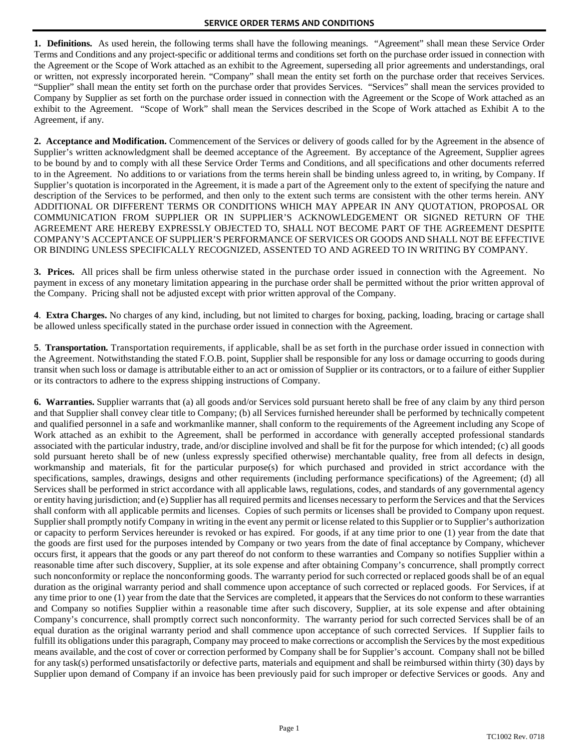# SERVICE ORDER TERMS AND CONDITIONS

**1. Definitions.** As used herein, the following terms shall have the following meanings. "Agreement" shall mean these Service Order Terms and Conditions and any project-specific or additional terms and conditions set forth on the purchase order issued in connection with the Agreement or the Scope of Work attached as an exhibit to the Agreement, superseding all prior agreements and understandings, oral or written, not expressly incorporated herein. "Company" shall mean the entity set forth on the purchase order that receives Services. "Supplier" shall mean the entity set forth on the purchase order that provides Services. "Services" shall mean the services provided to Company by Supplier as set forth on the purchase order issued in connection with the Agreement or the Scope of Work attached as an exhibit to the Agreement. "Scope of Work" shall mean the Services described in the Scope of Work attached as Exhibit A to the Agreement, if any.

**2. Acceptance and Modification.** Commencement of the Services or delivery of goods called for by the Agreement in the absence of Supplier's written acknowledgment shall be deemed acceptance of the Agreement. By acceptance of the Agreement, Supplier agrees to be bound by and to comply with all these Service Order Terms and Conditions, and all specifications and other documents referred to in the Agreement. No additions to or variations from the terms herein shall be binding unless agreed to, in writing, by Company. If Supplier's quotation is incorporated in the Agreement, it is made a part of the Agreement only to the extent of specifying the nature and description of the Services to be performed, and then only to the extent such terms are consistent with the other terms herein. ANY ADDITIONAL OR DIFFERENT TERMS OR CONDITIONS WHICH MAY APPEAR IN ANY QUOTATION, PROPOSAL OR COMMUNICATION FROM SUPPLIER OR IN SUPPLIER'S ACKNOWLEDGEMENT OR SIGNED RETURN OF THE AGREEMENT ARE HEREBY EXPRESSLY OBJECTED TO, SHALL NOT BECOME PART OF THE AGREEMENT DESPITE COMPANY'S ACCEPTANCE OF SUPPLIER'S PERFORMANCE OF SERVICES OR GOODS AND SHALL NOT BE EFFECTIVE OR BINDING UNLESS SPECIFICALLY RECOGNIZED, ASSENTED TO AND AGREED TO IN WRITING BY COMPANY.

**3. Prices.** All prices shall be firm unless otherwise stated in the purchase order issued in connection with the Agreement. No payment in excess of any monetary limitation appearing in the purchase order shall be permitted without the prior written approval of the Company. Pricing shall not be adjusted except with prior written approval of the Company.

**4**. **Extra Charges.** No charges of any kind, including, but not limited to charges for boxing, packing, loading, bracing or cartage shall be allowed unless specifically stated in the purchase order issued in connection with the Agreement.

**5**. **Transportation.** Transportation requirements, if applicable, shall be as set forth in the purchase order issued in connection with the Agreement. Notwithstanding the stated F.O.B. point, Supplier shall be responsible for any loss or damage occurring to goods during transit when such loss or damage is attributable either to an act or omission of Supplier or its contractors, or to a failure of either Supplier or its contractors to adhere to the express shipping instructions of Company.

**6. Warranties.** Supplier warrants that (a) all goods and/or Services sold pursuant hereto shall be free of any claim by any third person and that Supplier shall convey clear title to Company; (b) all Services furnished hereunder shall be performed by technically competent and qualified personnel in a safe and workmanlike manner, shall conform to the requirements of the Agreement including any Scope of Work attached as an exhibit to the Agreement, shall be performed in accordance with generally accepted professional standards associated with the particular industry, trade, and/or discipline involved and shall be fit for the purpose for which intended; (c) all goods sold pursuant hereto shall be of new (unless expressly specified otherwise) merchantable quality, free from all defects in design, workmanship and materials, fit for the particular purpose(s) for which purchased and provided in strict accordance with the specifications, samples, drawings, designs and other requirements (including performance specifications) of the Agreement; (d) all Services shall be performed in strict accordance with all applicable laws, regulations, codes, and standards of any governmental agency or entity having jurisdiction; and (e) Supplier has all required permits and licenses necessary to perform the Services and that the Services shall conform with all applicable permits and licenses. Copies of such permits or licenses shall be provided to Company upon request. Supplier shall promptly notify Company in writing in the event any permit or license related to this Supplier or to Supplier's authorization or capacity to perform Services hereunder is revoked or has expired. For goods, if at any time prior to one (1) year from the date that the goods are first used for the purposes intended by Company or two years from the date of final acceptance by Company, whichever occurs first, it appears that the goods or any part thereof do not conform to these warranties and Company so notifies Supplier within a reasonable time after such discovery, Supplier, at its sole expense and after obtaining Company's concurrence, shall promptly correct such nonconformity or replace the nonconforming goods. The warranty period for such corrected or replaced goods shall be of an equal duration as the original warranty period and shall commence upon acceptance of such corrected or replaced goods. For Services, if at any time prior to one (1) year from the date that the Services are completed, it appears that the Services do not conform to these warranties and Company so notifies Supplier within a reasonable time after such discovery, Supplier, at its sole expense and after obtaining Company's concurrence, shall promptly correct such nonconformity. The warranty period for such corrected Services shall be of an equal duration as the original warranty period and shall commence upon acceptance of such corrected Services. If Supplier fails to fulfill its obligations under this paragraph, Company may proceed to make corrections or accomplish the Services by the most expeditious means available, and the cost of cover or correction performed by Company shall be for Supplier's account. Company shall not be billed for any task(s) performed unsatisfactorily or defective parts, materials and equipment and shall be reimbursed within thirty (30) days by Supplier upon demand of Company if an invoice has been previously paid for such improper or defective Services or goods. Any and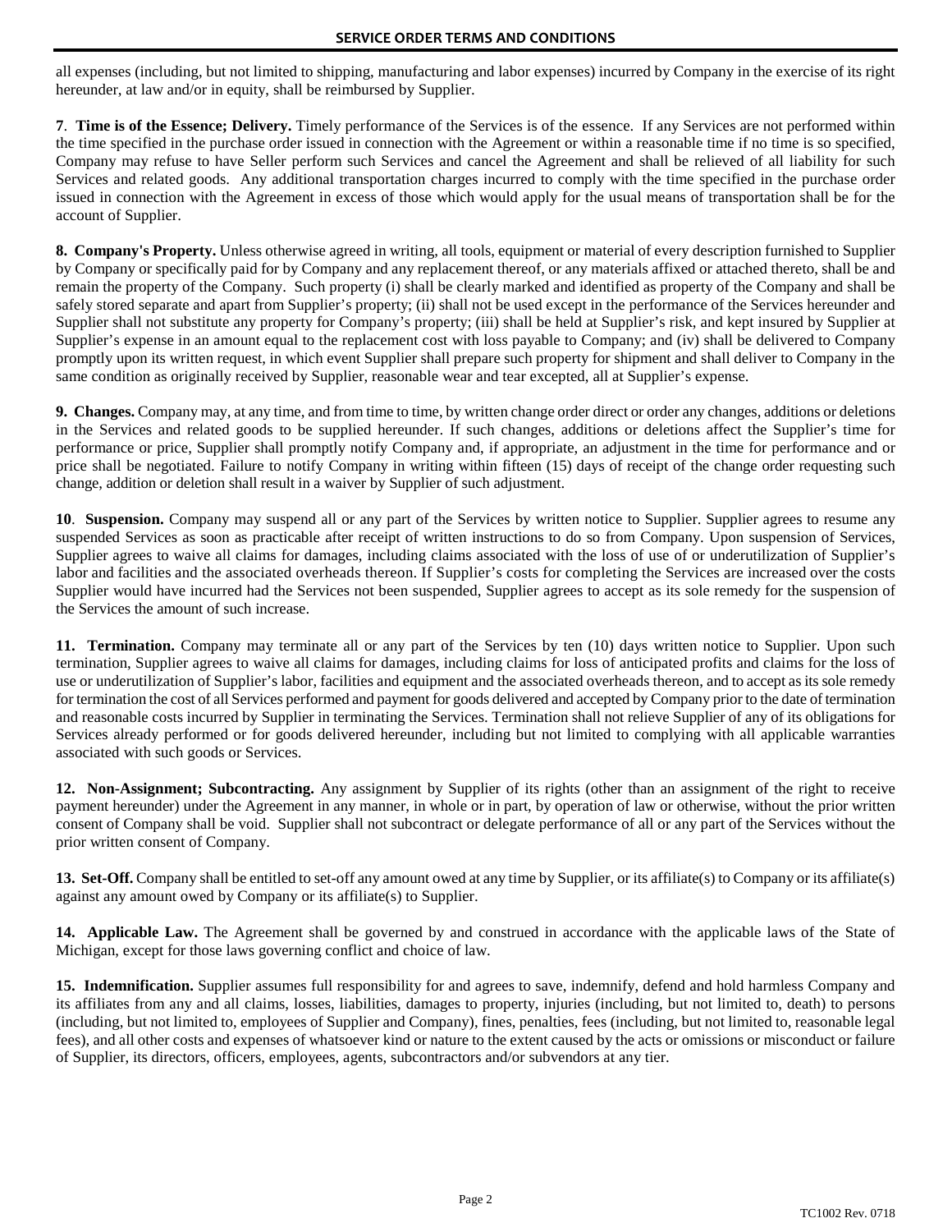all expenses (including, but not limited to shipping, manufacturing and labor expenses) incurred by Company in the exercise of its right hereunder, at law and/or in equity, shall be reimbursed by Supplier.

**7**. **Time is of the Essence; Delivery.** Timely performance of the Services is of the essence. If any Services are not performed within the time specified in the purchase order issued in connection with the Agreement or within a reasonable time if no time is so specified, Company may refuse to have Seller perform such Services and cancel the Agreement and shall be relieved of all liability for such Services and related goods. Any additional transportation charges incurred to comply with the time specified in the purchase order issued in connection with the Agreement in excess of those which would apply for the usual means of transportation shall be for the account of Supplier.

**8. Company's Property.** Unless otherwise agreed in writing, all tools, equipment or material of every description furnished to Supplier by Company or specifically paid for by Company and any replacement thereof, or any materials affixed or attached thereto, shall be and remain the property of the Company. Such property (i) shall be clearly marked and identified as property of the Company and shall be safely stored separate and apart from Supplier's property; (ii) shall not be used except in the performance of the Services hereunder and Supplier shall not substitute any property for Company's property; (iii) shall be held at Supplier's risk, and kept insured by Supplier at Supplier's expense in an amount equal to the replacement cost with loss payable to Company; and (iv) shall be delivered to Company promptly upon its written request, in which event Supplier shall prepare such property for shipment and shall deliver to Company in the same condition as originally received by Supplier, reasonable wear and tear excepted, all at Supplier's expense.

**9. Changes.** Company may, at any time, and from time to time, by written change order direct or order any changes, additions or deletions in the Services and related goods to be supplied hereunder. If such changes, additions or deletions affect the Supplier's time for performance or price, Supplier shall promptly notify Company and, if appropriate, an adjustment in the time for performance and or price shall be negotiated. Failure to notify Company in writing within fifteen (15) days of receipt of the change order requesting such change, addition or deletion shall result in a waiver by Supplier of such adjustment.

**10**. **Suspension.** Company may suspend all or any part of the Services by written notice to Supplier. Supplier agrees to resume any suspended Services as soon as practicable after receipt of written instructions to do so from Company. Upon suspension of Services, Supplier agrees to waive all claims for damages, including claims associated with the loss of use of or underutilization of Supplier's labor and facilities and the associated overheads thereon. If Supplier's costs for completing the Services are increased over the costs Supplier would have incurred had the Services not been suspended, Supplier agrees to accept as its sole remedy for the suspension of the Services the amount of such increase.

**11. Termination.** Company may terminate all or any part of the Services by ten (10) days written notice to Supplier. Upon such termination, Supplier agrees to waive all claims for damages, including claims for loss of anticipated profits and claims for the loss of use or underutilization of Supplier's labor, facilities and equipment and the associated overheads thereon, and to accept as its sole remedy for termination the cost of all Services performed and payment for goods delivered and accepted by Company prior to the date of termination and reasonable costs incurred by Supplier in terminating the Services. Termination shall not relieve Supplier of any of its obligations for Services already performed or for goods delivered hereunder, including but not limited to complying with all applicable warranties associated with such goods or Services.

**12. Non-Assignment; Subcontracting.** Any assignment by Supplier of its rights (other than an assignment of the right to receive payment hereunder) under the Agreement in any manner, in whole or in part, by operation of law or otherwise, without the prior written consent of Company shall be void. Supplier shall not subcontract or delegate performance of all or any part of the Services without the prior written consent of Company.

**13. Set-Off.** Company shall be entitled to set-off any amount owed at any time by Supplier, or its affiliate(s) to Company or its affiliate(s) against any amount owed by Company or its affiliate(s) to Supplier.

**14. Applicable Law.** The Agreement shall be governed by and construed in accordance with the applicable laws of the State of Michigan, except for those laws governing conflict and choice of law.

**15. Indemnification.** Supplier assumes full responsibility for and agrees to save, indemnify, defend and hold harmless Company and its affiliates from any and all claims, losses, liabilities, damages to property, injuries (including, but not limited to, death) to persons (including, but not limited to, employees of Supplier and Company), fines, penalties, fees (including, but not limited to, reasonable legal fees), and all other costs and expenses of whatsoever kind or nature to the extent caused by the acts or omissions or misconduct or failure of Supplier, its directors, officers, employees, agents, subcontractors and/or subvendors at any tier.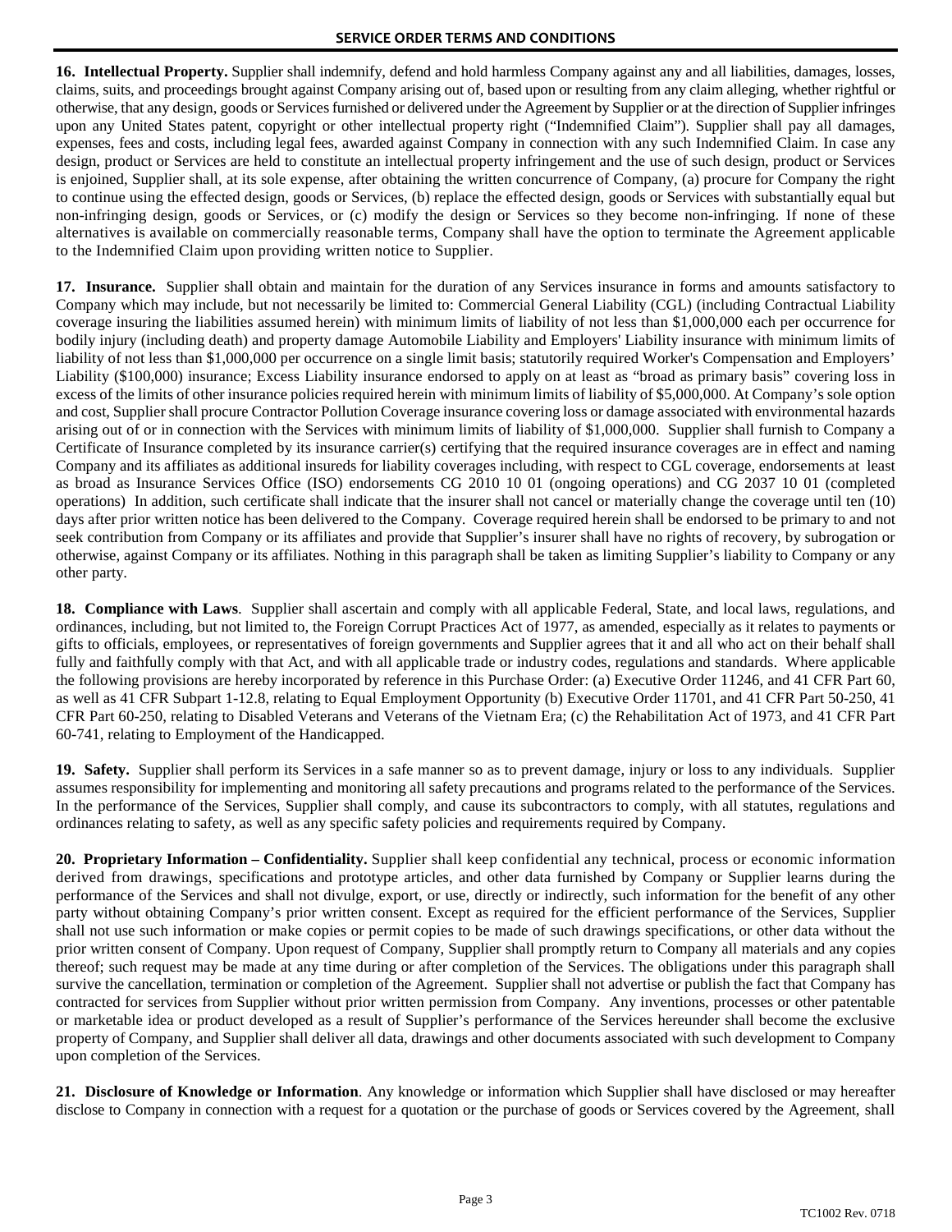**16. Intellectual Property.** Supplier shall indemnify, defend and hold harmless Company against any and all liabilities, damages, losses, claims, suits, and proceedings brought against Company arising out of, based upon or resulting from any claim alleging, whether rightful or otherwise, that any design, goods or Services furnished or delivered under the Agreement by Supplier or at the direction of Supplier infringes upon any United States patent, copyright or other intellectual property right ("Indemnified Claim"). Supplier shall pay all damages, expenses, fees and costs, including legal fees, awarded against Company in connection with any such Indemnified Claim. In case any design, product or Services are held to constitute an intellectual property infringement and the use of such design, product or Services is enjoined, Supplier shall, at its sole expense, after obtaining the written concurrence of Company, (a) procure for Company the right to continue using the effected design, goods or Services, (b) replace the effected design, goods or Services with substantially equal but non-infringing design, goods or Services, or (c) modify the design or Services so they become non-infringing. If none of these alternatives is available on commercially reasonable terms, Company shall have the option to terminate the Agreement applicable to the Indemnified Claim upon providing written notice to Supplier.

**17. Insurance.** Supplier shall obtain and maintain for the duration of any Services insurance in forms and amounts satisfactory to Company which may include, but not necessarily be limited to: Commercial General Liability (CGL) (including Contractual Liability coverage insuring the liabilities assumed herein) with minimum limits of liability of not less than $1,000,000 each per occurrence for bodily injury (including death) and property damage Automobile Liability and Employers' Liability insurance with minimum limits of liability of not less than $1,000,000 per occurrence on a single limit basis; statutorily required Worker's Compensation and Employers' Liability ($100,000) insurance; Excess Liability insurance endorsed to apply on at least as "broad as primary basis" covering loss in excess of the limits of other insurance policies required herein with minimum limits of liability of $5,000,000. At Company's sole option and cost, Supplier shall procure Contractor Pollution Coverage insurance covering loss or damage associated with environmental hazards arising out of or in connection with the Services with minimum limits of liability of $1,000,000. Supplier shall furnish to Company a Certificate of Insurance completed by its insurance carrier(s) certifying that the required insurance coverages are in effect and naming Company and its affiliates as additional insureds for liability coverages including, with respect to CGL coverage, endorsements at least as broad as Insurance Services Office (ISO) endorsements CG 2010 10 01 (ongoing operations) and CG 2037 10 01 (completed operations) In addition, such certificate shall indicate that the insurer shall not cancel or materially change the coverage until ten (10) days after prior written notice has been delivered to the Company. Coverage required herein shall be endorsed to be primary to and not seek contribution from Company or its affiliates and provide that Supplier's insurer shall have no rights of recovery, by subrogation or otherwise, against Company or its affiliates. Nothing in this paragraph shall be taken as limiting Supplier's liability to Company or any other party.

**18. Compliance with Laws**. Supplier shall ascertain and comply with all applicable Federal, State, and local laws, regulations, and ordinances, including, but not limited to, the Foreign Corrupt Practices Act of 1977, as amended, especially as it relates to payments or gifts to officials, employees, or representatives of foreign governments and Supplier agrees that it and all who act on their behalf shall fully and faithfully comply with that Act, and with all applicable trade or industry codes, regulations and standards. Where applicable the following provisions are hereby incorporated by reference in this Purchase Order: (a) Executive Order 11246, and 41 CFR Part 60, as well as 41 CFR Subpart 1-12.8, relating to Equal Employment Opportunity (b) Executive Order 11701, and 41 CFR Part 50-250, 41 CFR Part 60-250, relating to Disabled Veterans and Veterans of the Vietnam Era; (c) the Rehabilitation Act of 1973, and 41 CFR Part 60-741, relating to Employment of the Handicapped.

**19. Safety.** Supplier shall perform its Services in a safe manner so as to prevent damage, injury or loss to any individuals. Supplier assumes responsibility for implementing and monitoring all safety precautions and programs related to the performance of the Services. In the performance of the Services, Supplier shall comply, and cause its subcontractors to comply, with all statutes, regulations and ordinances relating to safety, as well as any specific safety policies and requirements required by Company.

**20. Proprietary Information – Confidentiality.** Supplier shall keep confidential any technical, process or economic information derived from drawings, specifications and prototype articles, and other data furnished by Company or Supplier learns during the performance of the Services and shall not divulge, export, or use, directly or indirectly, such information for the benefit of any other party without obtaining Company's prior written consent. Except as required for the efficient performance of the Services, Supplier shall not use such information or make copies or permit copies to be made of such drawings specifications, or other data without the prior written consent of Company. Upon request of Company, Supplier shall promptly return to Company all materials and any copies thereof; such request may be made at any time during or after completion of the Services. The obligations under this paragraph shall survive the cancellation, termination or completion of the Agreement. Supplier shall not advertise or publish the fact that Company has contracted for services from Supplier without prior written permission from Company. Any inventions, processes or other patentable or marketable idea or product developed as a result of Supplier's performance of the Services hereunder shall become the exclusive property of Company, and Supplier shall deliver all data, drawings and other documents associated with such development to Company upon completion of the Services.

**21. Disclosure of Knowledge or Information**. Any knowledge or information which Supplier shall have disclosed or may hereafter disclose to Company in connection with a request for a quotation or the purchase of goods or Services covered by the Agreement, shall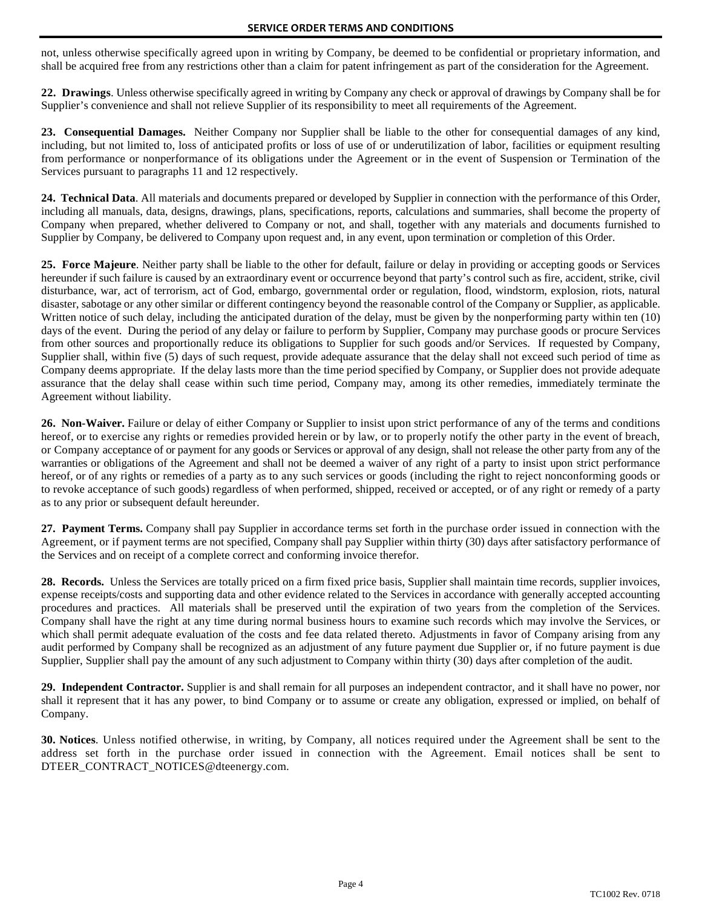not, unless otherwise specifically agreed upon in writing by Company, be deemed to be confidential or proprietary information, and shall be acquired free from any restrictions other than a claim for patent infringement as part of the consideration for the Agreement.

**22. Drawings**. Unless otherwise specifically agreed in writing by Company any check or approval of drawings by Company shall be for Supplier's convenience and shall not relieve Supplier of its responsibility to meet all requirements of the Agreement.

**23. Consequential Damages.** Neither Company nor Supplier shall be liable to the other for consequential damages of any kind, including, but not limited to, loss of anticipated profits or loss of use of or underutilization of labor, facilities or equipment resulting from performance or nonperformance of its obligations under the Agreement or in the event of Suspension or Termination of the Services pursuant to paragraphs 11 and 12 respectively.

**24. Technical Data**. All materials and documents prepared or developed by Supplier in connection with the performance of this Order, including all manuals, data, designs, drawings, plans, specifications, reports, calculations and summaries, shall become the property of Company when prepared, whether delivered to Company or not, and shall, together with any materials and documents furnished to Supplier by Company, be delivered to Company upon request and, in any event, upon termination or completion of this Order.

**25. Force Majeure**. Neither party shall be liable to the other for default, failure or delay in providing or accepting goods or Services hereunder if such failure is caused by an extraordinary event or occurrence beyond that party's control such as fire, accident, strike, civil disturbance, war, act of terrorism, act of God, embargo, governmental order or regulation, flood, windstorm, explosion, riots, natural disaster, sabotage or any other similar or different contingency beyond the reasonable control of the Company or Supplier, as applicable. Written notice of such delay, including the anticipated duration of the delay, must be given by the nonperforming party within ten (10) days of the event. During the period of any delay or failure to perform by Supplier, Company may purchase goods or procure Services from other sources and proportionally reduce its obligations to Supplier for such goods and/or Services. If requested by Company, Supplier shall, within five (5) days of such request, provide adequate assurance that the delay shall not exceed such period of time as Company deems appropriate. If the delay lasts more than the time period specified by Company, or Supplier does not provide adequate assurance that the delay shall cease within such time period, Company may, among its other remedies, immediately terminate the Agreement without liability.

**26. Non-Waiver.** Failure or delay of either Company or Supplier to insist upon strict performance of any of the terms and conditions hereof, or to exercise any rights or remedies provided herein or by law, or to properly notify the other party in the event of breach, or Company acceptance of or payment for any goods or Services or approval of any design, shall not release the other party from any of the warranties or obligations of the Agreement and shall not be deemed a waiver of any right of a party to insist upon strict performance hereof, or of any rights or remedies of a party as to any such services or goods (including the right to reject nonconforming goods or to revoke acceptance of such goods) regardless of when performed, shipped, received or accepted, or of any right or remedy of a party as to any prior or subsequent default hereunder.

**27. Payment Terms.** Company shall pay Supplier in accordance terms set forth in the purchase order issued in connection with the Agreement, or if payment terms are not specified, Company shall pay Supplier within thirty (30) days after satisfactory performance of the Services and on receipt of a complete correct and conforming invoice therefor.

**28. Records.** Unless the Services are totally priced on a firm fixed price basis, Supplier shall maintain time records, supplier invoices, expense receipts/costs and supporting data and other evidence related to the Services in accordance with generally accepted accounting procedures and practices. All materials shall be preserved until the expiration of two years from the completion of the Services. Company shall have the right at any time during normal business hours to examine such records which may involve the Services, or which shall permit adequate evaluation of the costs and fee data related thereto. Adjustments in favor of Company arising from any audit performed by Company shall be recognized as an adjustment of any future payment due Supplier or, if no future payment is due Supplier, Supplier shall pay the amount of any such adjustment to Company within thirty (30) days after completion of the audit.

**29. Independent Contractor.** Supplier is and shall remain for all purposes an independent contractor, and it shall have no power, nor shall it represent that it has any power, to bind Company or to assume or create any obligation, expressed or implied, on behalf of Company.

**30. Notices**. Unless notified otherwise, in writing, by Company, all notices required under the Agreement shall be sent to the address set forth in the purchase order issued in connection with the Agreement. Email notices shall be sent to DTEER_CONTRACT_NOTICES@dteenergy.com.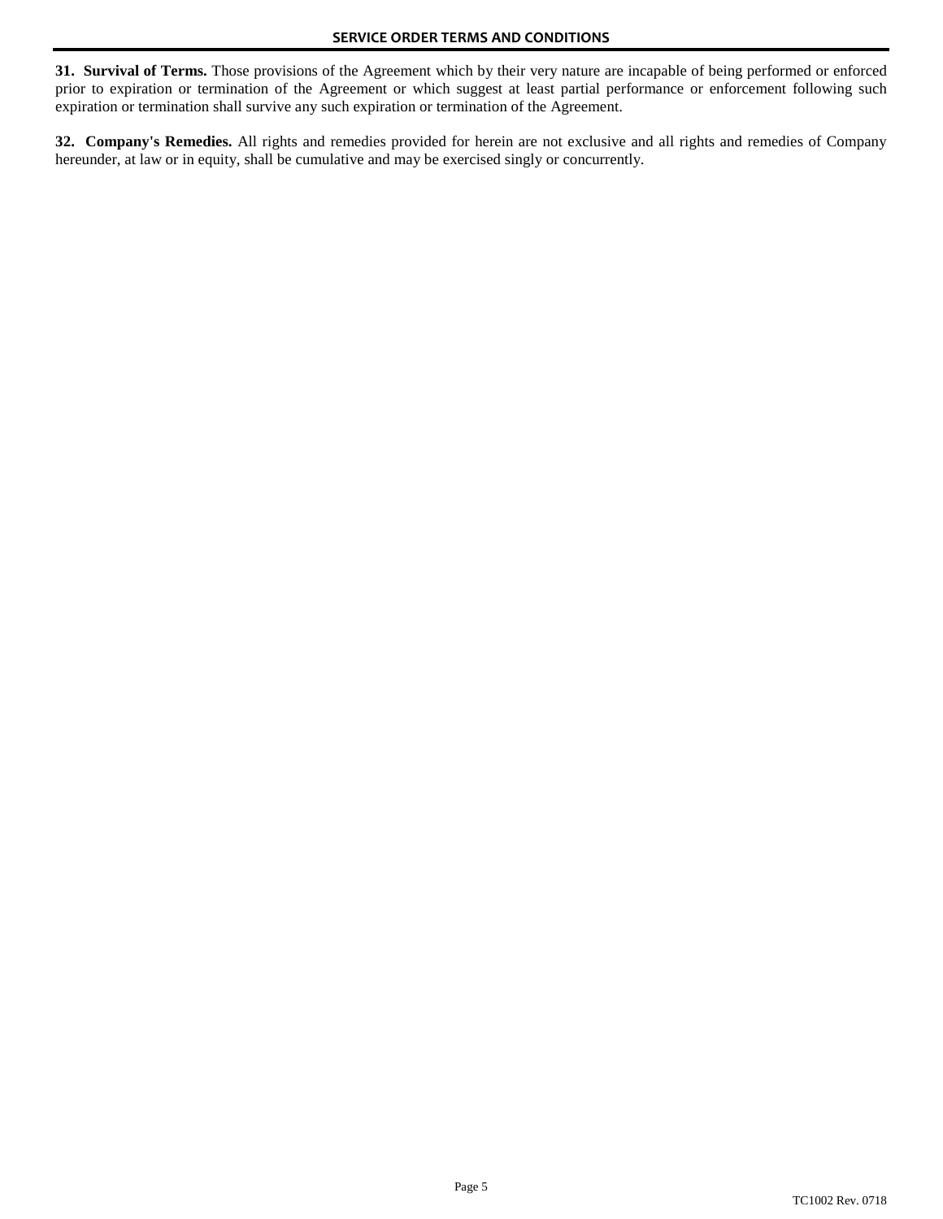**31. Survival of Terms.** Those provisions of the Agreement which by their very nature are incapable of being performed or enforced prior to expiration or termination of the Agreement or which suggest at least partial performance or enforcement following such expiration or termination shall survive any such expiration or termination of the Agreement.

**32. Company's Remedies.** All rights and remedies provided for herein are not exclusive and all rights and remedies of Company hereunder, at law or in equity, shall be cumulative and may be exercised singly or concurrently.